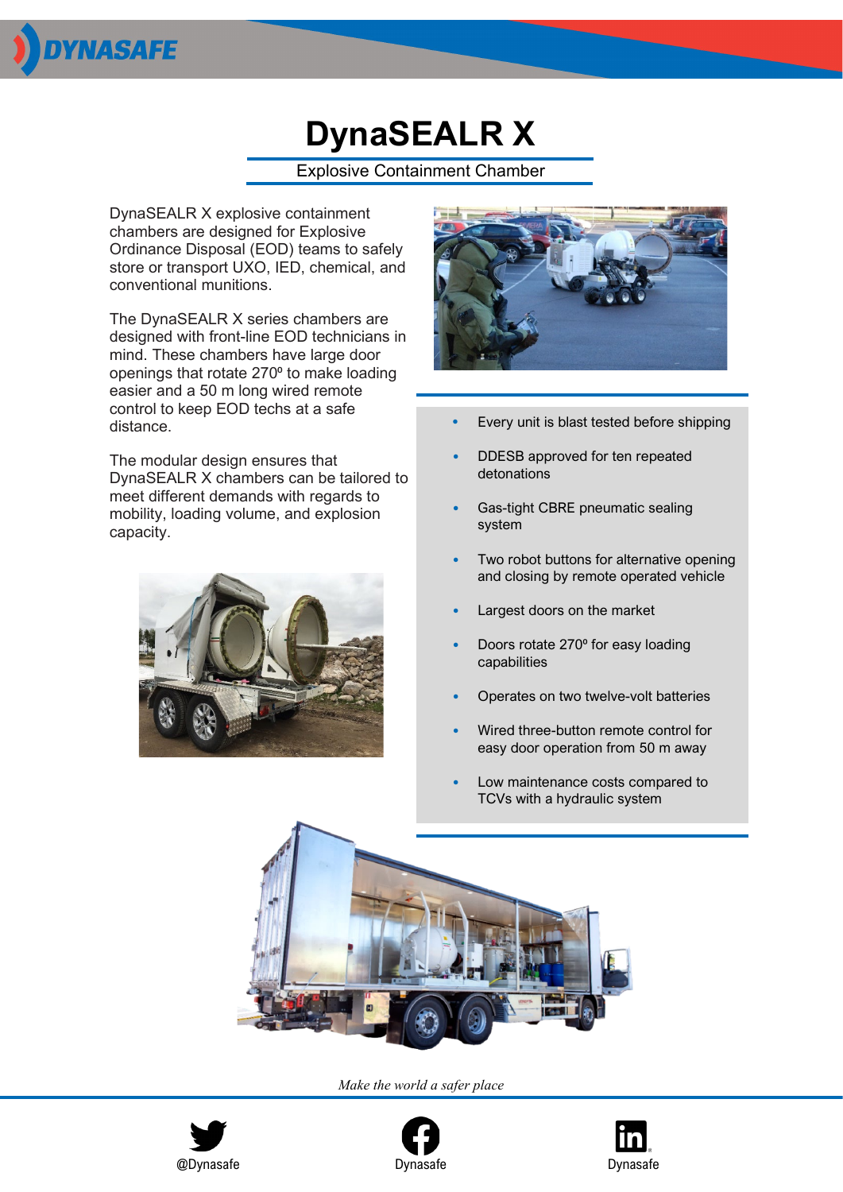# DynaSEALR X

## Explosive Containment Chamber

DynaSEALR X explosive containment chambers are designed for Explosive Ordinance Disposal (EOD) teams to safely store or transport UXO, IED, chemical, and conventional munitions.

The DynaSEALR X series chambers are designed with front-line EOD technicians in mind. These chambers have large door openings that rotate 270º to make loading easier and a 50 m long wired remote control to keep EOD techs at a safe distance.

The modular design ensures that DynaSEALR X chambers can be tailored to meet different demands with regards to mobility, loading volume, and explosion capacity.

- Every unit is blast tested before shipping
- DDESB approved for ten repeated detonations
- Gas-tight CBRE pneumatic sealing system
- Two robot buttons for alternative opening and closing by remote operated vehicle
- Largest doors on the market
- Doors rotate 270º for easy loading capabilities
- Operates on two twelve-volt batteries
- Wired three-button remote control for easy door operation from 50 m away
- Low maintenance costs compared to TCVs with a hydraulic system

*Make the world a safer place*

@Dynasafe | Dynasafe | Dynasafe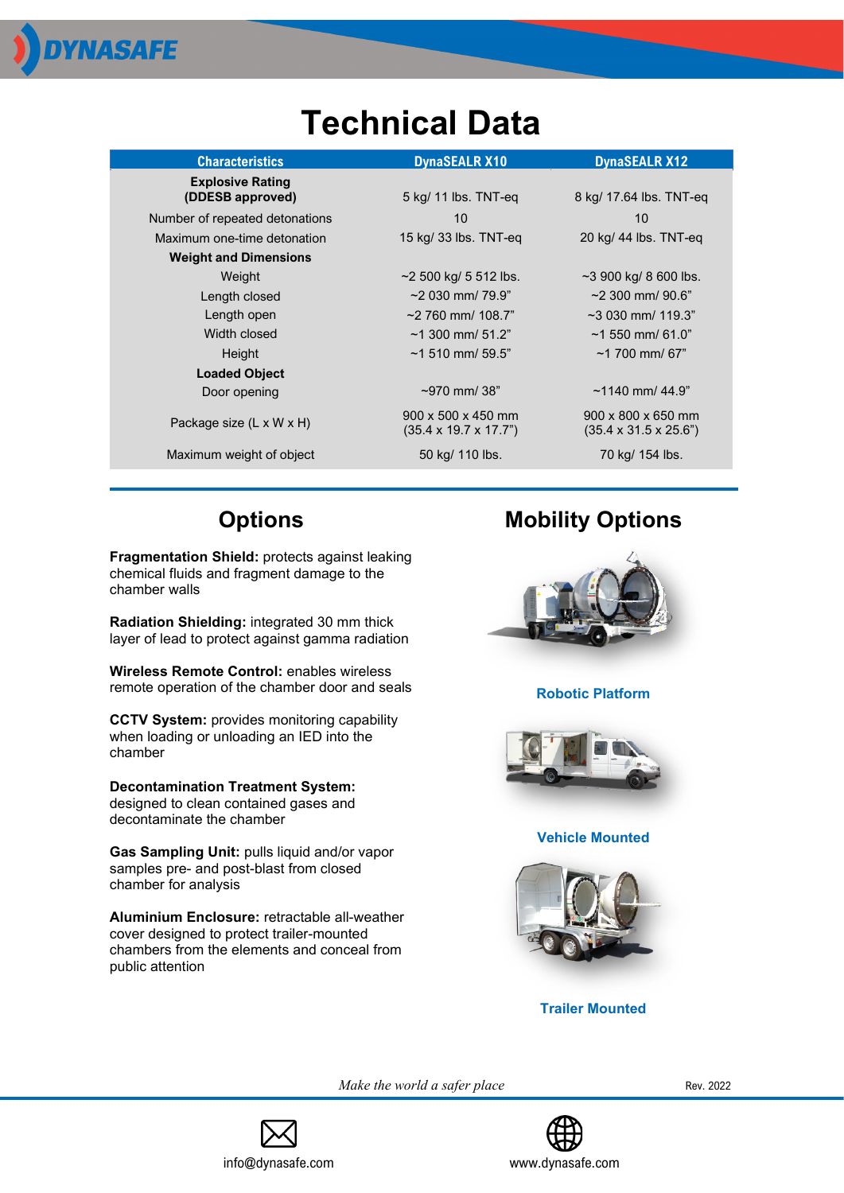# Technical Data

| Characteristics | DynaSEALR X10 | DynaSEALR X12 |
| --- | --- | --- |
| **Explosive Rating (DDESB approved)** | 5 kg/ 11 lbs. TNT-eq | 8 kg/ 17.64 lbs. TNT-eq |
| Number of repeated detonations | 10 | 10 |
| Maximum one-time detonation | 15 kg/ 33 lbs. TNT-eq | 20 kg/ 44 lbs. TNT-eq |
| **Weight and Dimensions** | | |
| Weight | ~2 500 kg/ 5 512 lbs. | ~3 900 kg/ 8 600 lbs. |
| Length closed | ~2 030 mm/ 79.9" | ~2 300 mm/ 90.6" |
| Length open | ~2 760 mm/ 108.7" | ~3 030 mm/ 119.3" |
| Width closed | ~1 300 mm/ 51.2" | ~1 550 mm/ 61.0" |
| Height | ~1 510 mm/ 59.5" | ~1 700 mm/ 67" |
| **Loaded Object** | | |
| Door opening | ~970 mm/ 38" | ~1140 mm/ 44.9" |
| Package size (L x W x H) | 900 x 500 x 450 mm (35.4 x 19.7 x 17.7") | 900 x 800 x 650 mm (35.4 x 31.5 x 25.6") |
| Maximum weight of object | 50 kg/ 110 lbs. | 70 kg/ 154 lbs. |

## Options

**Fragmentation Shield:** protects against leaking chemical fluids and fragment damage to the chamber walls

**Radiation Shielding:** integrated 30 mm thick layer of lead to protect against gamma radiation

**Wireless Remote Control:** enables wireless remote operation of the chamber door and seals

**CCTV System:** provides monitoring capability when loading or unloading an IED into the chamber

**Decontamination Treatment System:** designed to clean contained gases and decontaminate the chamber

**Gas Sampling Unit:** pulls liquid and/or vapor samples pre- and post-blast from closed chamber for analysis

**Aluminium Enclosure:** retractable all-weather cover designed to protect trailer-mounted chambers from the elements and conceal from public attention

## Mobility Options

Robotic Platform

Vehicle Mounted

Trailer Mounted

*Make the world a safer place*

Rev. 2022

info@dynasafe.com

www.dynasafe.com